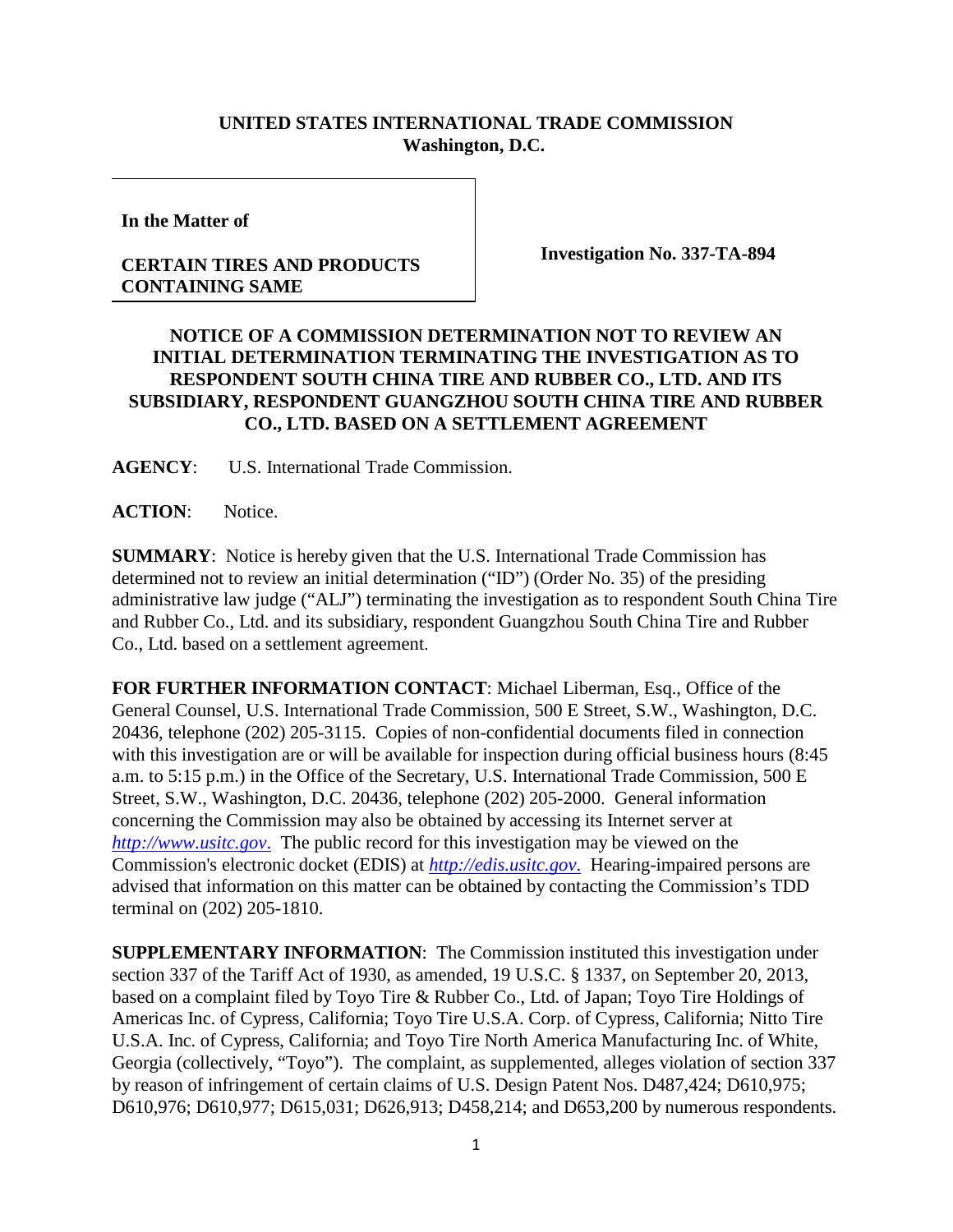**UNITED STATES INTERNATIONAL TRADE COMMISSION**
**Washington, D.C.**

**In the Matter of**

**CERTAIN TIRES AND PRODUCTS CONTAINING SAME**

**Investigation No. 337-TA-894**

**NOTICE OF A COMMISSION DETERMINATION NOT TO REVIEW AN INITIAL DETERMINATION TERMINATING THE INVESTIGATION AS TO RESPONDENT SOUTH CHINA TIRE AND RUBBER CO., LTD. AND ITS SUBSIDIARY, RESPONDENT GUANGZHOU SOUTH CHINA TIRE AND RUBBER CO., LTD. BASED ON A SETTLEMENT AGREEMENT**

**AGENCY**: U.S. International Trade Commission.

**ACTION**: Notice.

**SUMMARY**: Notice is hereby given that the U.S. International Trade Commission has determined not to review an initial determination ("ID") (Order No. 35) of the presiding administrative law judge ("ALJ") terminating the investigation as to respondent South China Tire and Rubber Co., Ltd. and its subsidiary, respondent Guangzhou South China Tire and Rubber Co., Ltd. based on a settlement agreement.

**FOR FURTHER INFORMATION CONTACT**: Michael Liberman, Esq., Office of the General Counsel, U.S. International Trade Commission, 500 E Street, S.W., Washington, D.C. 20436, telephone (202) 205-3115. Copies of non-confidential documents filed in connection with this investigation are or will be available for inspection during official business hours (8:45 a.m. to 5:15 p.m.) in the Office of the Secretary, U.S. International Trade Commission, 500 E Street, S.W., Washington, D.C. 20436, telephone (202) 205-2000. General information concerning the Commission may also be obtained by accessing its Internet server at *http://www.usitc.gov.* The public record for this investigation may be viewed on the Commission's electronic docket (EDIS) at *http://edis.usitc.gov.* Hearing-impaired persons are advised that information on this matter can be obtained by contacting the Commission's TDD terminal on (202) 205-1810.

**SUPPLEMENTARY INFORMATION**: The Commission instituted this investigation under section 337 of the Tariff Act of 1930, as amended, 19 U.S.C. § 1337, on September 20, 2013, based on a complaint filed by Toyo Tire & Rubber Co., Ltd. of Japan; Toyo Tire Holdings of Americas Inc. of Cypress, California; Toyo Tire U.S.A. Corp. of Cypress, California; Nitto Tire U.S.A. Inc. of Cypress, California; and Toyo Tire North America Manufacturing Inc. of White, Georgia (collectively, "Toyo"). The complaint, as supplemented, alleges violation of section 337 by reason of infringement of certain claims of U.S. Design Patent Nos. D487,424; D610,975; D610,976; D610,977; D615,031; D626,913; D458,214; and D653,200 by numerous respondents.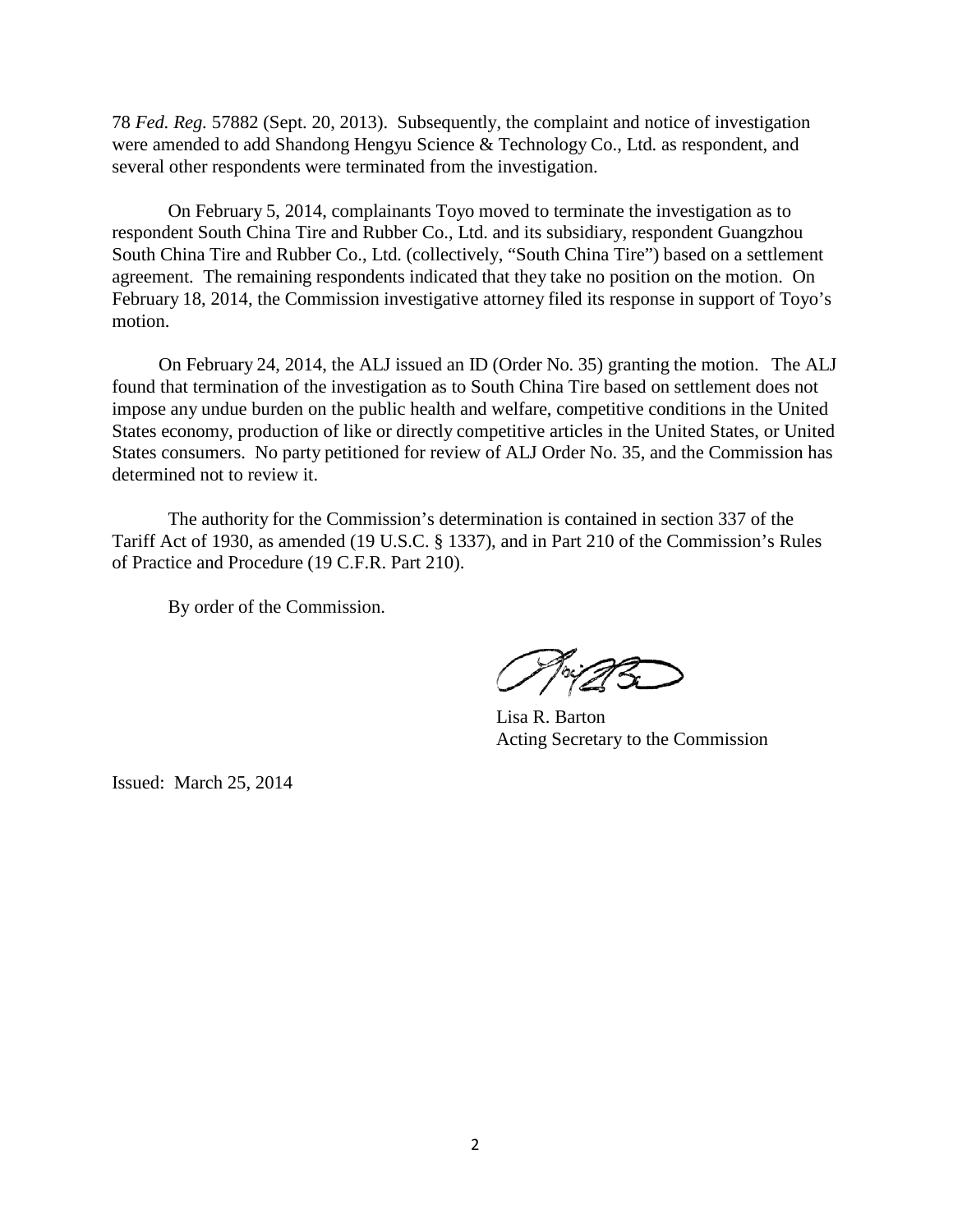78 *Fed. Reg.* 57882 (Sept. 20, 2013). Subsequently, the complaint and notice of investigation were amended to add Shandong Hengyu Science & Technology Co., Ltd. as respondent, and several other respondents were terminated from the investigation.

On February 5, 2014, complainants Toyo moved to terminate the investigation as to respondent South China Tire and Rubber Co., Ltd. and its subsidiary, respondent Guangzhou South China Tire and Rubber Co., Ltd. (collectively, "South China Tire") based on a settlement agreement. The remaining respondents indicated that they take no position on the motion. On February 18, 2014, the Commission investigative attorney filed its response in support of Toyo's motion.

On February 24, 2014, the ALJ issued an ID (Order No. 35) granting the motion. The ALJ found that termination of the investigation as to South China Tire based on settlement does not impose any undue burden on the public health and welfare, competitive conditions in the United States economy, production of like or directly competitive articles in the United States, or United States consumers. No party petitioned for review of ALJ Order No. 35, and the Commission has determined not to review it.

The authority for the Commission's determination is contained in section 337 of the Tariff Act of 1930, as amended (19 U.S.C. § 1337), and in Part 210 of the Commission's Rules of Practice and Procedure (19 C.F.R. Part 210).

By order of the Commission.

Lisa R. Barton
Acting Secretary to the Commission

Issued: March 25, 2014